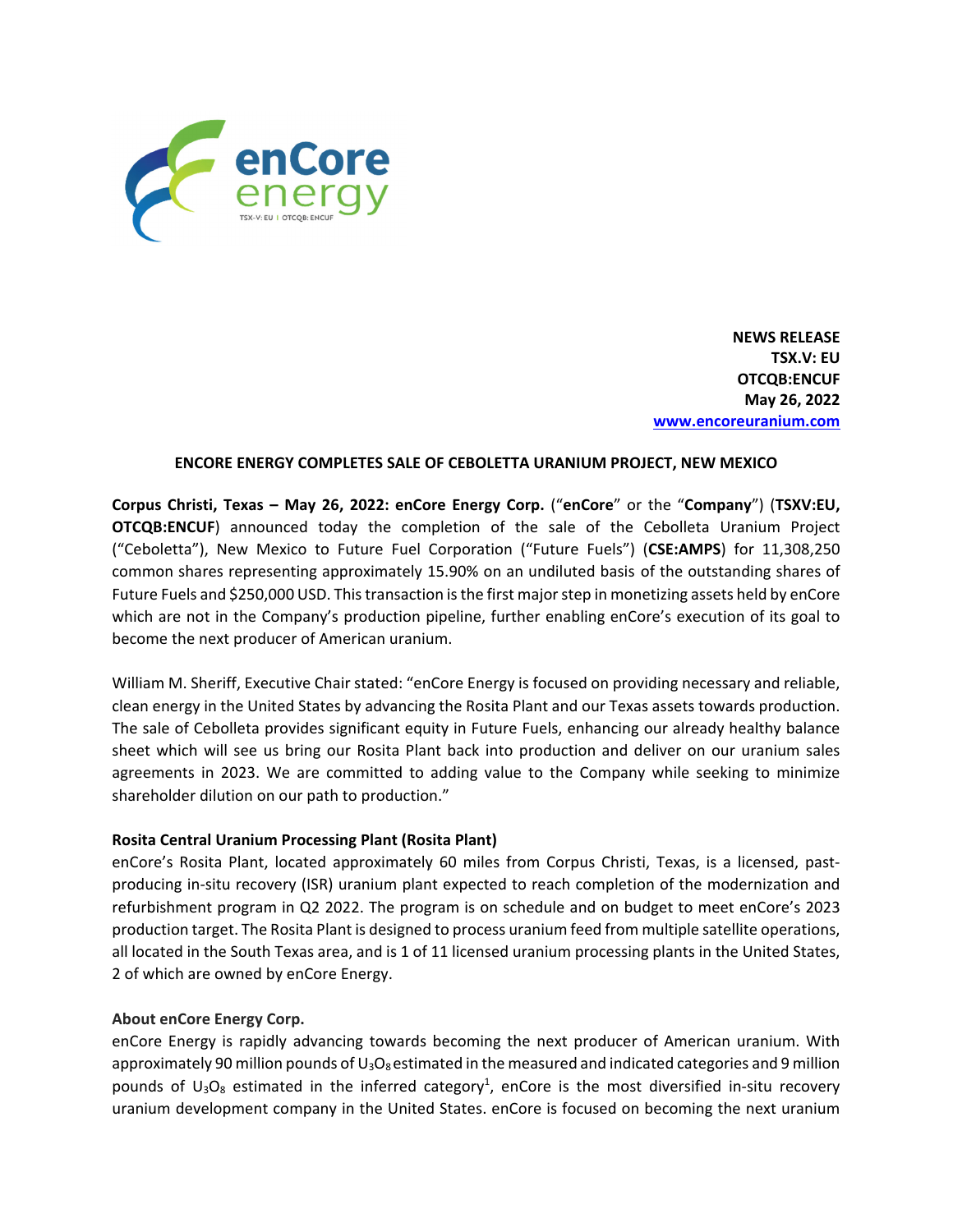enCore energy
TSX-V: EU | OTCQB: ENCUF

**NEWS RELEASE**
**TSX.V: EU**
**OTCQB:ENCUF**
**May 26, 2022**
**www.encoreuranium.com**

## ENCORE ENERGY COMPLETES SALE OF CEBOLETTA URANIUM PROJECT, NEW MEXICO

**Corpus Christi, Texas – May 26, 2022: enCore Energy Corp.** ("**enCore**" or the "**Company**") (**TSXV:EU, OTCQB:ENCUF**) announced today the completion of the sale of the Cebolleta Uranium Project ("Ceboletta"), New Mexico to Future Fuel Corporation ("Future Fuels") (**CSE:AMPS**) for 11,308,250 common shares representing approximately 15.90% on an undiluted basis of the outstanding shares of Future Fuels and $250,000 USD. This transaction is the first major step in monetizing assets held by enCore which are not in the Company's production pipeline, further enabling enCore's execution of its goal to become the next producer of American uranium.

William M. Sheriff, Executive Chair stated: "enCore Energy is focused on providing necessary and reliable, clean energy in the United States by advancing the Rosita Plant and our Texas assets towards production. The sale of Cebolleta provides significant equity in Future Fuels, enhancing our already healthy balance sheet which will see us bring our Rosita Plant back into production and deliver on our uranium sales agreements in 2023. We are committed to adding value to the Company while seeking to minimize shareholder dilution on our path to production."

**Rosita Central Uranium Processing Plant (Rosita Plant)**

enCore's Rosita Plant, located approximately 60 miles from Corpus Christi, Texas, is a licensed, past-producing in-situ recovery (ISR) uranium plant expected to reach completion of the modernization and refurbishment program in Q2 2022. The program is on schedule and on budget to meet enCore's 2023 production target. The Rosita Plant is designed to process uranium feed from multiple satellite operations, all located in the South Texas area, and is 1 of 11 licensed uranium processing plants in the United States, 2 of which are owned by enCore Energy.

**About enCore Energy Corp.**

enCore Energy is rapidly advancing towards becoming the next producer of American uranium. With approximately 90 million pounds of $U_3O_8$ estimated in the measured and indicated categories and 9 million pounds of $U_3O_8$ estimated in the inferred category[1], enCore is the most diversified in-situ recovery uranium development company in the United States. enCore is focused on becoming the next uranium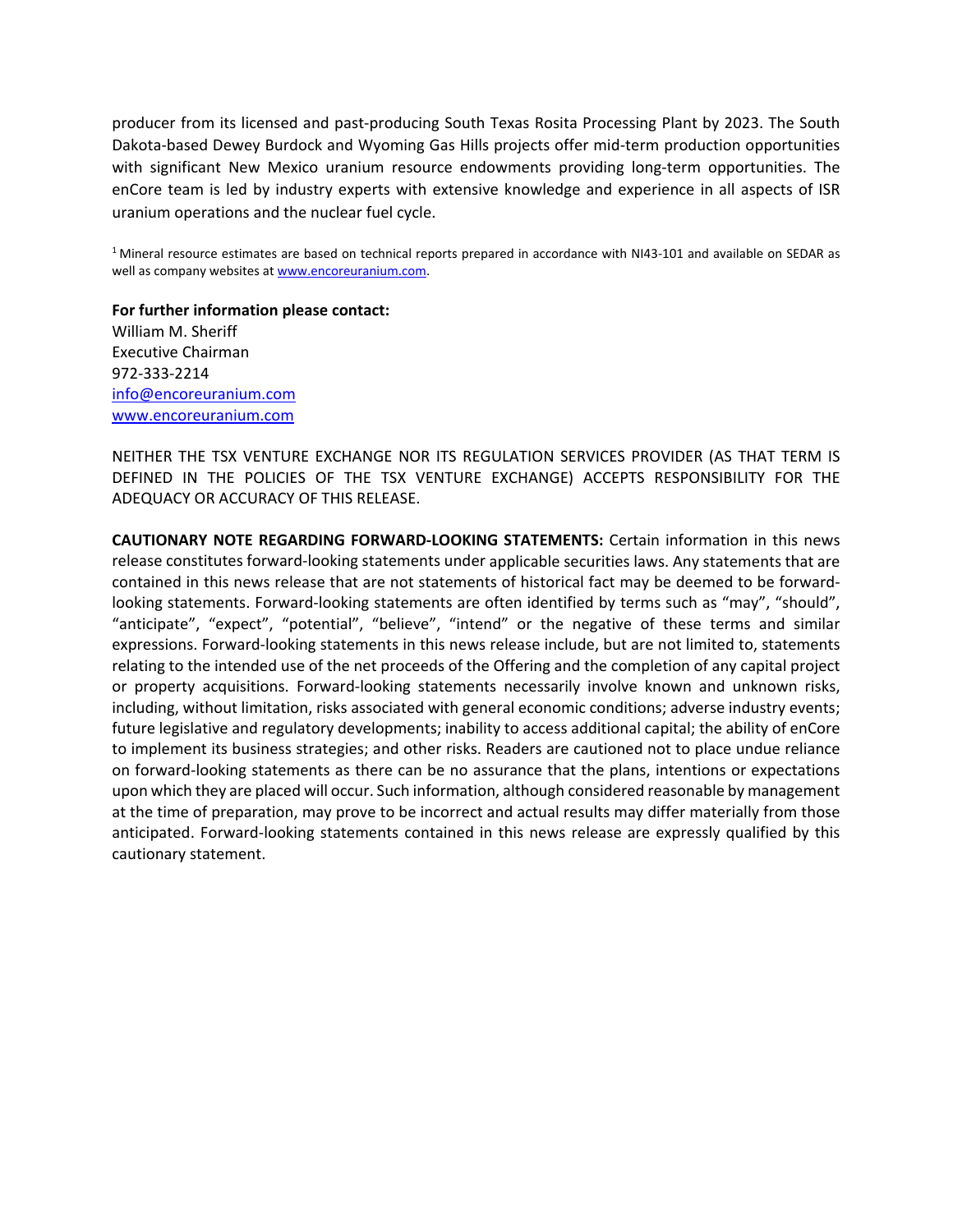producer from its licensed and past-producing South Texas Rosita Processing Plant by 2023. The South Dakota-based Dewey Burdock and Wyoming Gas Hills projects offer mid-term production opportunities with significant New Mexico uranium resource endowments providing long-term opportunities. The enCore team is led by industry experts with extensive knowledge and experience in all aspects of ISR uranium operations and the nuclear fuel cycle.

[1] Mineral resource estimates are based on technical reports prepared in accordance with NI43-101 and available on SEDAR as well as company websites at www.encoreuranium.com.

**For further information please contact:**
William M. Sheriff
Executive Chairman
972-333-2214
info@encoreuranium.com
www.encoreuranium.com

NEITHER THE TSX VENTURE EXCHANGE NOR ITS REGULATION SERVICES PROVIDER (AS THAT TERM IS DEFINED IN THE POLICIES OF THE TSX VENTURE EXCHANGE) ACCEPTS RESPONSIBILITY FOR THE ADEQUACY OR ACCURACY OF THIS RELEASE.

**CAUTIONARY NOTE REGARDING FORWARD-LOOKING STATEMENTS:** Certain information in this news release constitutes forward-looking statements under applicable securities laws. Any statements that are contained in this news release that are not statements of historical fact may be deemed to be forward-looking statements. Forward-looking statements are often identified by terms such as "may", "should", "anticipate", "expect", "potential", "believe", "intend" or the negative of these terms and similar expressions. Forward-looking statements in this news release include, but are not limited to, statements relating to the intended use of the net proceeds of the Offering and the completion of any capital project or property acquisitions. Forward-looking statements necessarily involve known and unknown risks, including, without limitation, risks associated with general economic conditions; adverse industry events; future legislative and regulatory developments; inability to access additional capital; the ability of enCore to implement its business strategies; and other risks. Readers are cautioned not to place undue reliance on forward-looking statements as there can be no assurance that the plans, intentions or expectations upon which they are placed will occur. Such information, although considered reasonable by management at the time of preparation, may prove to be incorrect and actual results may differ materially from those anticipated. Forward-looking statements contained in this news release are expressly qualified by this cautionary statement.